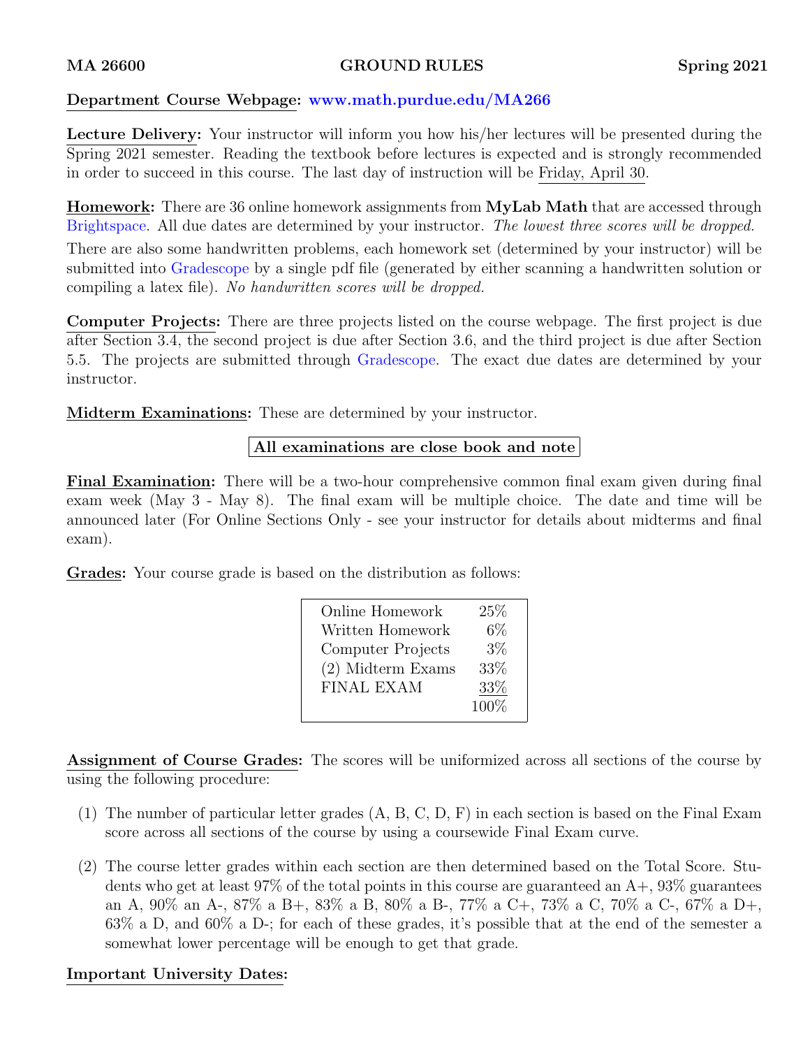**MA 26600** **GROUND RULES** **Spring 2021**

**Department Course Webpage:** www.math.purdue.edu/MA266

**Lecture Delivery:** Your instructor will inform you how his/her lectures will be presented during the Spring 2021 semester. Reading the textbook before lectures is expected and is strongly recommended in order to succeed in this course. The last day of instruction will be Friday, April 30.

**Homework:** There are 36 online homework assignments from **MyLab Math** that are accessed through Brightspace. All due dates are determined by your instructor. *The lowest three scores will be dropped.* There are also some handwritten problems, each homework set (determined by your instructor) will be submitted into Gradescope by a single pdf file (generated by either scanning a handwritten solution or compiling a latex file). *No handwritten scores will be dropped.*

**Computer Projects:** There are three projects listed on the course webpage. The first project is due after Section 3.4, the second project is due after Section 3.6, and the third project is due after Section 5.5. The projects are submitted through Gradescope. The exact due dates are determined by your instructor.

**Midterm Examinations:** These are determined by your instructor.

**All examinations are close book and note**

**Final Examination:** There will be a two-hour comprehensive common final exam given during final exam week (May 3 - May 8). The final exam will be multiple choice. The date and time will be announced later (For Online Sections Only - see your instructor for details about midterms and final exam).

**Grades:** Your course grade is based on the distribution as follows:

| Component | Weight |
| --- | --- |
| Online Homework | 25% |
| Written Homework | 6% |
| Computer Projects | 3% |
| (2) Midterm Exams | 33% |
| FINAL EXAM | 33% |
| | 100% |

**Assignment of Course Grades:** The scores will be uniformized across all sections of the course by using the following procedure:

(1) The number of particular letter grades (A, B, C, D, F) in each section is based on the Final Exam score across all sections of the course by using a coursewide Final Exam curve.

(2) The course letter grades within each section are then determined based on the Total Score. Students who get at least 97% of the total points in this course are guaranteed an A+, 93% guarantees an A, 90% an A-, 87% a B+, 83% a B, 80% a B-, 77% a C+, 73% a C, 70% a C-, 67% a D+, 63% a D, and 60% a D-; for each of these grades, it's possible that at the end of the semester a somewhat lower percentage will be enough to get that grade.

**Important University Dates:**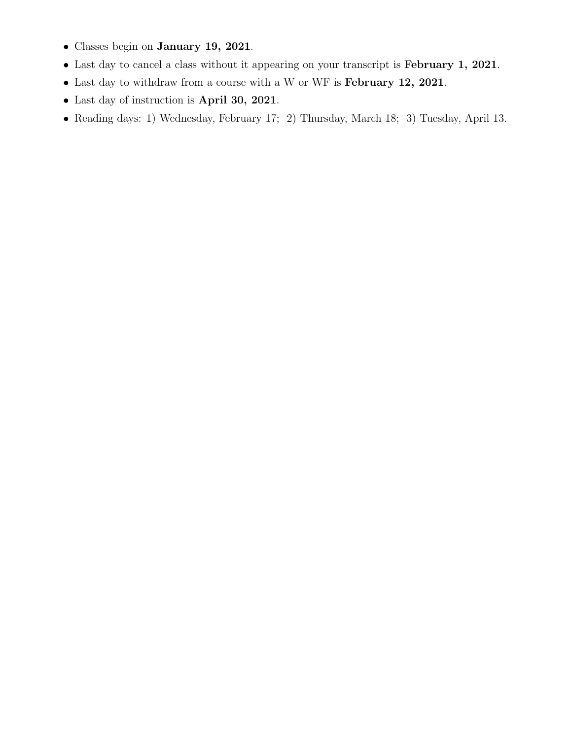- Classes begin on **January 19, 2021**.
- Last day to cancel a class without it appearing on your transcript is **February 1, 2021**.
- Last day to withdraw from a course with a W or WF is **February 12, 2021**.
- Last day of instruction is **April 30, 2021**.
- Reading days: 1) Wednesday, February 17; 2) Thursday, March 18; 3) Tuesday, April 13.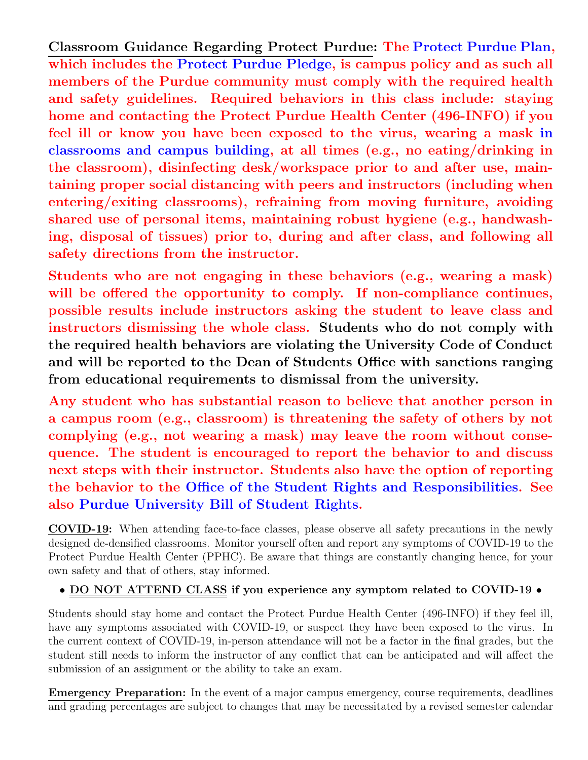**Classroom Guidance Regarding Protect Purdue:** **The Protect Purdue Plan, which includes the Protect Purdue Pledge, is campus policy and as such all members of the Purdue community must comply with the required health and safety guidelines. Required behaviors in this class include: staying home and contacting the Protect Purdue Health Center (496-INFO) if you feel ill or know you have been exposed to the virus, wearing a mask in classrooms and campus building, at all times (e.g., no eating/drinking in the classroom), disinfecting desk/workspace prior to and after use, maintaining proper social distancing with peers and instructors (including when entering/exiting classrooms), refraining from moving furniture, avoiding shared use of personal items, maintaining robust hygiene (e.g., handwashing, disposal of tissues) prior to, during and after class, and following all safety directions from the instructor.**

**Students who are not engaging in these behaviors (e.g., wearing a mask) will be offered the opportunity to comply. If non-compliance continues, possible results include instructors asking the student to leave class and instructors dismissing the whole class. Students who do not comply with the required health behaviors are violating the University Code of Conduct and will be reported to the Dean of Students Office with sanctions ranging from educational requirements to dismissal from the university.**

**Any student who has substantial reason to believe that another person in a campus room (e.g., classroom) is threatening the safety of others by not complying (e.g., not wearing a mask) may leave the room without consequence. The student is encouraged to report the behavior to and discuss next steps with their instructor. Students also have the option of reporting the behavior to the Office of the Student Rights and Responsibilities. See also Purdue University Bill of Student Rights.**

**COVID-19:** When attending face-to-face classes, please observe all safety precautions in the newly designed de-densified classrooms. Monitor yourself often and report any symptoms of COVID-19 to the Protect Purdue Health Center (PPHC). Be aware that things are constantly changing hence, for your own safety and that of others, stay informed.

- **DO NOT ATTEND CLASS if you experience any symptom related to COVID-19** •

Students should stay home and contact the Protect Purdue Health Center (496-INFO) if they feel ill, have any symptoms associated with COVID-19, or suspect they have been exposed to the virus. In the current context of COVID-19, in-person attendance will not be a factor in the final grades, but the student still needs to inform the instructor of any conflict that can be anticipated and will affect the submission of an assignment or the ability to take an exam.

**Emergency Preparation:** In the event of a major campus emergency, course requirements, deadlines and grading percentages are subject to changes that may be necessitated by a revised semester calendar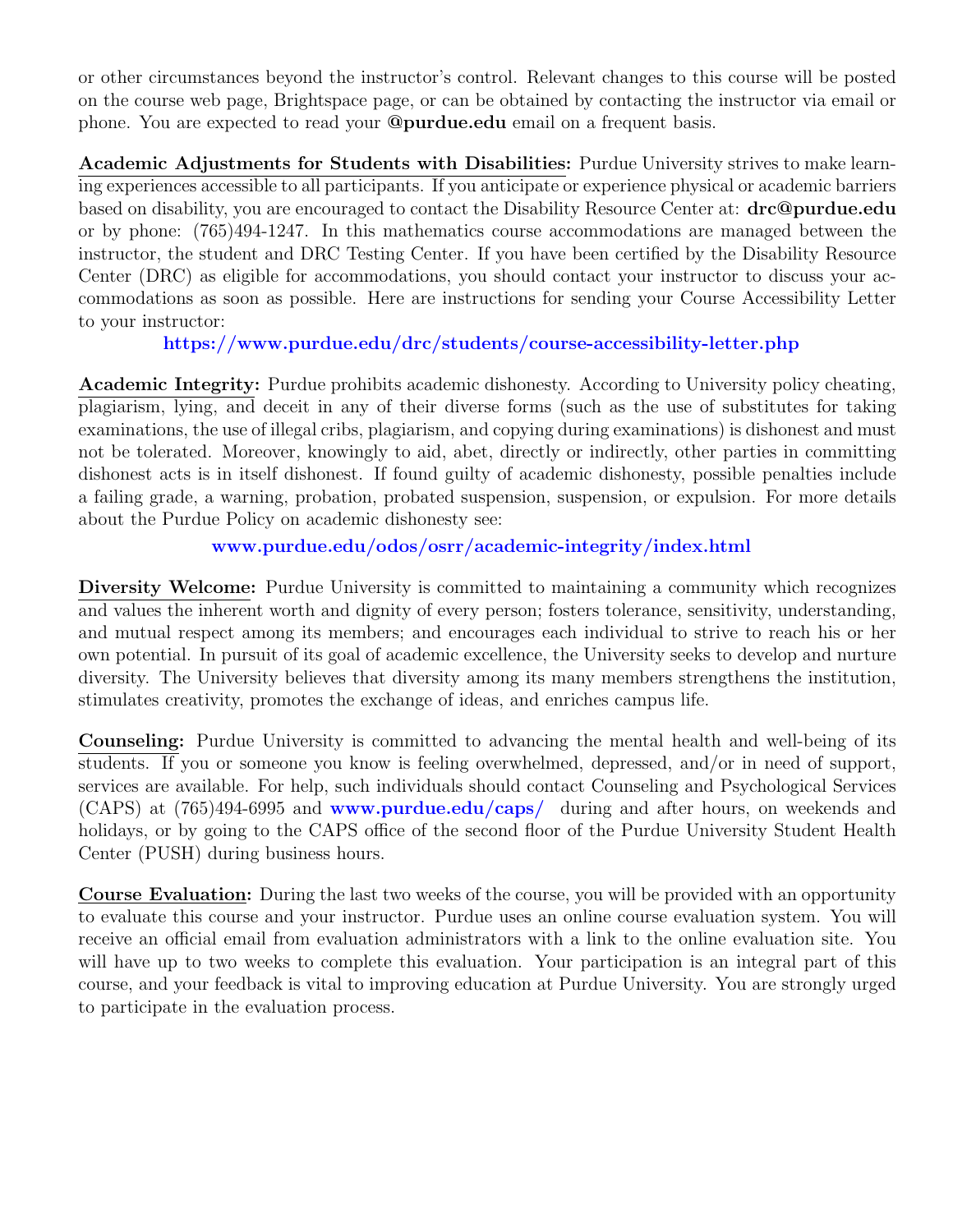or other circumstances beyond the instructor's control. Relevant changes to this course will be posted on the course web page, Brightspace page, or can be obtained by contacting the instructor via email or phone. You are expected to read your **@purdue.edu** email on a frequent basis.

**Academic Adjustments for Students with Disabilities:** Purdue University strives to make learning experiences accessible to all participants. If you anticipate or experience physical or academic barriers based on disability, you are encouraged to contact the Disability Resource Center at: **drc@purdue.edu** or by phone: (765)494-1247. In this mathematics course accommodations are managed between the instructor, the student and DRC Testing Center. If you have been certified by the Disability Resource Center (DRC) as eligible for accommodations, you should contact your instructor to discuss your accommodations as soon as possible. Here are instructions for sending your Course Accessibility Letter to your instructor:

**https://www.purdue.edu/drc/students/course-accessibility-letter.php**

**Academic Integrity:** Purdue prohibits academic dishonesty. According to University policy cheating, plagiarism, lying, and deceit in any of their diverse forms (such as the use of substitutes for taking examinations, the use of illegal cribs, plagiarism, and copying during examinations) is dishonest and must not be tolerated. Moreover, knowingly to aid, abet, directly or indirectly, other parties in committing dishonest acts is in itself dishonest. If found guilty of academic dishonesty, possible penalties include a failing grade, a warning, probation, probated suspension, suspension, or expulsion. For more details about the Purdue Policy on academic dishonesty see:

**www.purdue.edu/odos/osrr/academic-integrity/index.html**

**Diversity Welcome:** Purdue University is committed to maintaining a community which recognizes and values the inherent worth and dignity of every person; fosters tolerance, sensitivity, understanding, and mutual respect among its members; and encourages each individual to strive to reach his or her own potential. In pursuit of its goal of academic excellence, the University seeks to develop and nurture diversity. The University believes that diversity among its many members strengthens the institution, stimulates creativity, promotes the exchange of ideas, and enriches campus life.

**Counseling:** Purdue University is committed to advancing the mental health and well-being of its students. If you or someone you know is feeling overwhelmed, depressed, and/or in need of support, services are available. For help, such individuals should contact Counseling and Psychological Services (CAPS) at (765)494-6995 and **www.purdue.edu/caps/** during and after hours, on weekends and holidays, or by going to the CAPS office of the second floor of the Purdue University Student Health Center (PUSH) during business hours.

**Course Evaluation:** During the last two weeks of the course, you will be provided with an opportunity to evaluate this course and your instructor. Purdue uses an online course evaluation system. You will receive an official email from evaluation administrators with a link to the online evaluation site. You will have up to two weeks to complete this evaluation. Your participation is an integral part of this course, and your feedback is vital to improving education at Purdue University. You are strongly urged to participate in the evaluation process.